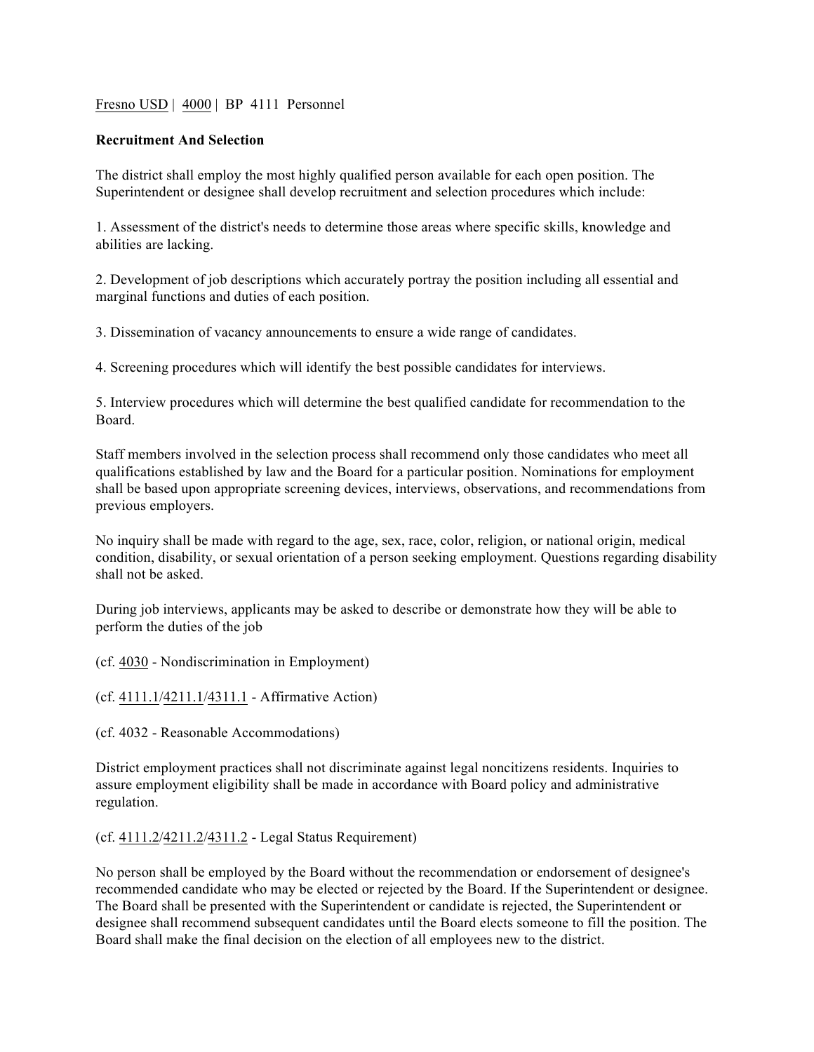Fresno USD | 4000 | BP 4111 Personnel

**Recruitment And Selection**

The district shall employ the most highly qualified person available for each open position. The Superintendent or designee shall develop recruitment and selection procedures which include:

1. Assessment of the district's needs to determine those areas where specific skills, knowledge and abilities are lacking.

2. Development of job descriptions which accurately portray the position including all essential and marginal functions and duties of each position.

3. Dissemination of vacancy announcements to ensure a wide range of candidates.

4. Screening procedures which will identify the best possible candidates for interviews.

5. Interview procedures which will determine the best qualified candidate for recommendation to the Board.

Staff members involved in the selection process shall recommend only those candidates who meet all qualifications established by law and the Board for a particular position. Nominations for employment shall be based upon appropriate screening devices, interviews, observations, and recommendations from previous employers.

No inquiry shall be made with regard to the age, sex, race, color, religion, or national origin, medical condition, disability, or sexual orientation of a person seeking employment. Questions regarding disability shall not be asked.

During job interviews, applicants may be asked to describe or demonstrate how they will be able to perform the duties of the job

(cf. 4030 - Nondiscrimination in Employment)

(cf. 4111.1/4211.1/4311.1 - Affirmative Action)

(cf. 4032 - Reasonable Accommodations)

District employment practices shall not discriminate against legal noncitizens residents. Inquiries to assure employment eligibility shall be made in accordance with Board policy and administrative regulation.

(cf. 4111.2/4211.2/4311.2 - Legal Status Requirement)

No person shall be employed by the Board without the recommendation or endorsement of designee's recommended candidate who may be elected or rejected by the Board. If the Superintendent or designee. The Board shall be presented with the Superintendent or candidate is rejected, the Superintendent or designee shall recommend subsequent candidates until the Board elects someone to fill the position. The Board shall make the final decision on the election of all employees new to the district.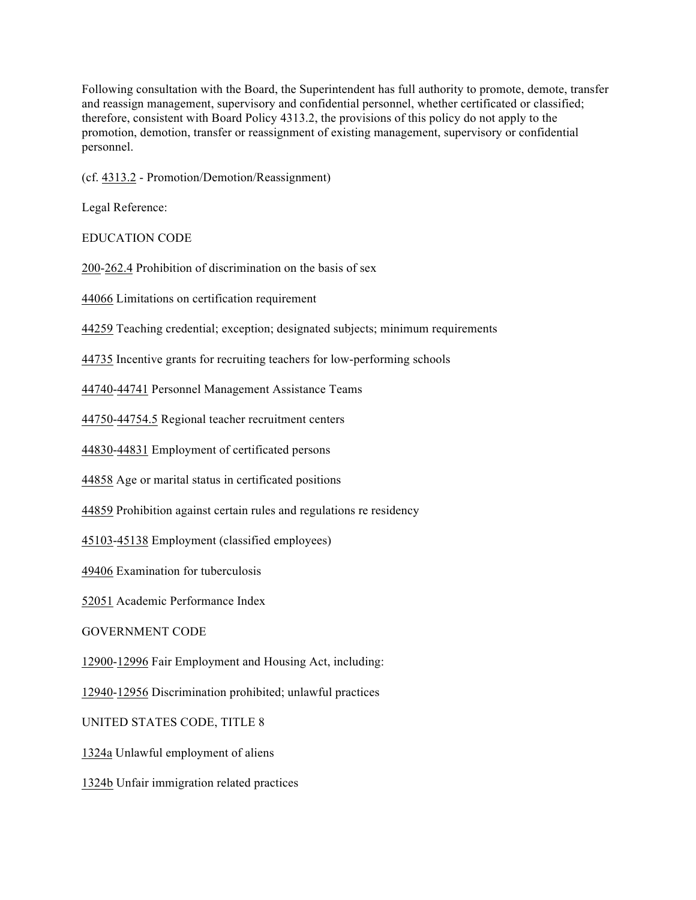Following consultation with the Board, the Superintendent has full authority to promote, demote, transfer and reassign management, supervisory and confidential personnel, whether certificated or classified; therefore, consistent with Board Policy 4313.2, the provisions of this policy do not apply to the promotion, demotion, transfer or reassignment of existing management, supervisory or confidential personnel.

(cf. 4313.2 - Promotion/Demotion/Reassignment)

Legal Reference:

EDUCATION CODE

200-262.4 Prohibition of discrimination on the basis of sex

44066 Limitations on certification requirement

44259 Teaching credential; exception; designated subjects; minimum requirements

44735 Incentive grants for recruiting teachers for low-performing schools

44740-44741 Personnel Management Assistance Teams

44750-44754.5 Regional teacher recruitment centers

44830-44831 Employment of certificated persons

44858 Age or marital status in certificated positions

44859 Prohibition against certain rules and regulations re residency

45103-45138 Employment (classified employees)

49406 Examination for tuberculosis

52051 Academic Performance Index

GOVERNMENT CODE

12900-12996 Fair Employment and Housing Act, including:

12940-12956 Discrimination prohibited; unlawful practices

UNITED STATES CODE, TITLE 8

1324a Unlawful employment of aliens

1324b Unfair immigration related practices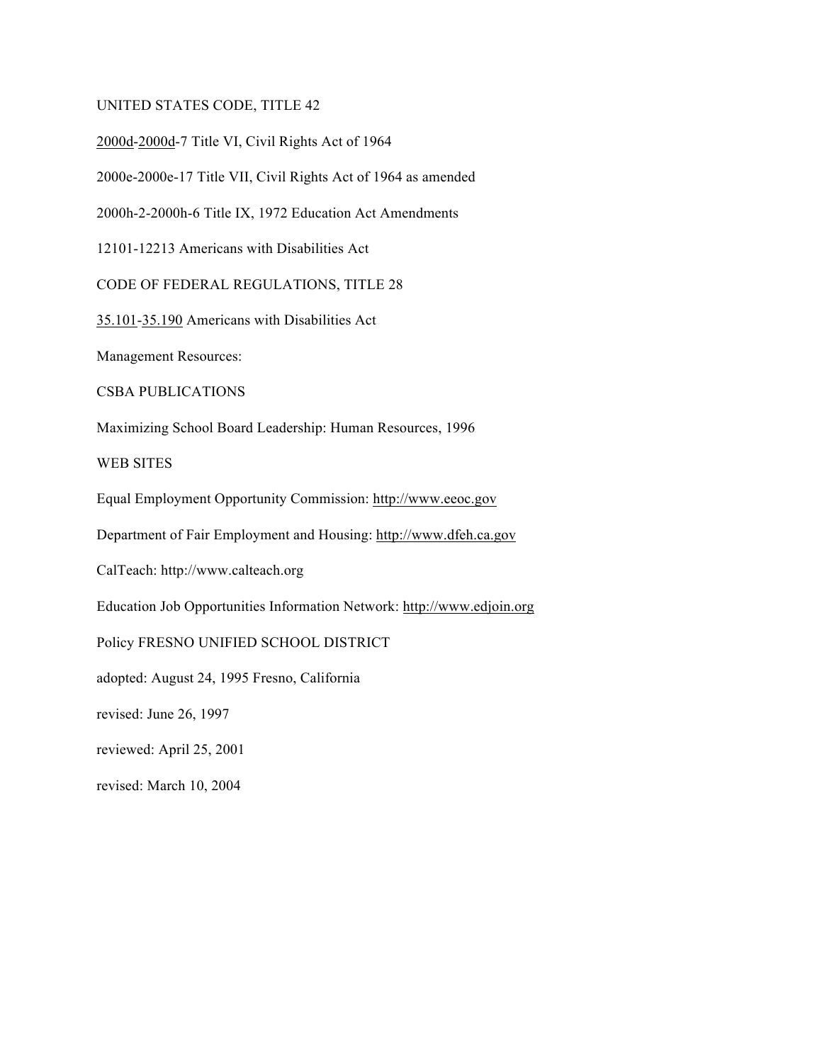UNITED STATES CODE, TITLE 42

2000d-2000d-7 Title VI, Civil Rights Act of 1964

2000e-2000e-17 Title VII, Civil Rights Act of 1964 as amended

2000h-2-2000h-6 Title IX, 1972 Education Act Amendments

12101-12213 Americans with Disabilities Act

CODE OF FEDERAL REGULATIONS, TITLE 28

35.101-35.190 Americans with Disabilities Act

Management Resources:

CSBA PUBLICATIONS

Maximizing School Board Leadership: Human Resources, 1996

WEB SITES

Equal Employment Opportunity Commission: http://www.eeoc.gov

Department of Fair Employment and Housing: http://www.dfeh.ca.gov

CalTeach: http://www.calteach.org

Education Job Opportunities Information Network: http://www.edjoin.org

Policy FRESNO UNIFIED SCHOOL DISTRICT

adopted: August 24, 1995 Fresno, California

revised: June 26, 1997

reviewed: April 25, 2001

revised: March 10, 2004